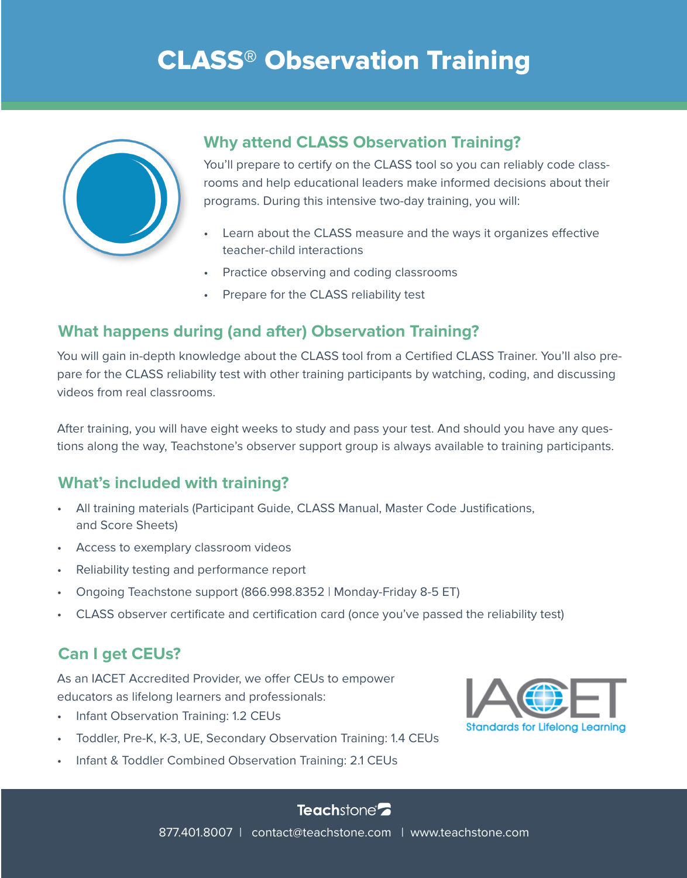# CLASS® Observation Training

## Why attend CLASS Observation Training?

You'll prepare to certify on the CLASS tool so you can reliably code classrooms and help educational leaders make informed decisions about their programs. During this intensive two-day training, you will:

- Learn about the CLASS measure and the ways it organizes effective teacher-child interactions
- Practice observing and coding classrooms
- Prepare for the CLASS reliability test

## What happens during (and after) Observation Training?

You will gain in-depth knowledge about the CLASS tool from a Certified CLASS Trainer. You'll also prepare for the CLASS reliability test with other training participants by watching, coding, and discussing videos from real classrooms.

After training, you will have eight weeks to study and pass your test. And should you have any questions along the way, Teachstone's observer support group is always available to training participants.

## What's included with training?

- All training materials (Participant Guide, CLASS Manual, Master Code Justifications, and Score Sheets)
- Access to exemplary classroom videos
- Reliability testing and performance report
- Ongoing Teachstone support (866.998.8352 | Monday-Friday 8-5 ET)
- CLASS observer certificate and certification card (once you've passed the reliability test)

## Can I get CEUs?

As an IACET Accredited Provider, we offer CEUs to empower educators as lifelong learners and professionals:

- Infant Observation Training: 1.2 CEUs
- Toddler, Pre-K, K-3, UE, Secondary Observation Training: 1.4 CEUs
- Infant & Toddler Combined Observation Training: 2.1 CEUs

IACET Standards for Lifelong Learning

Teachstone

877.401.8007 | contact@teachstone.com | www.teachstone.com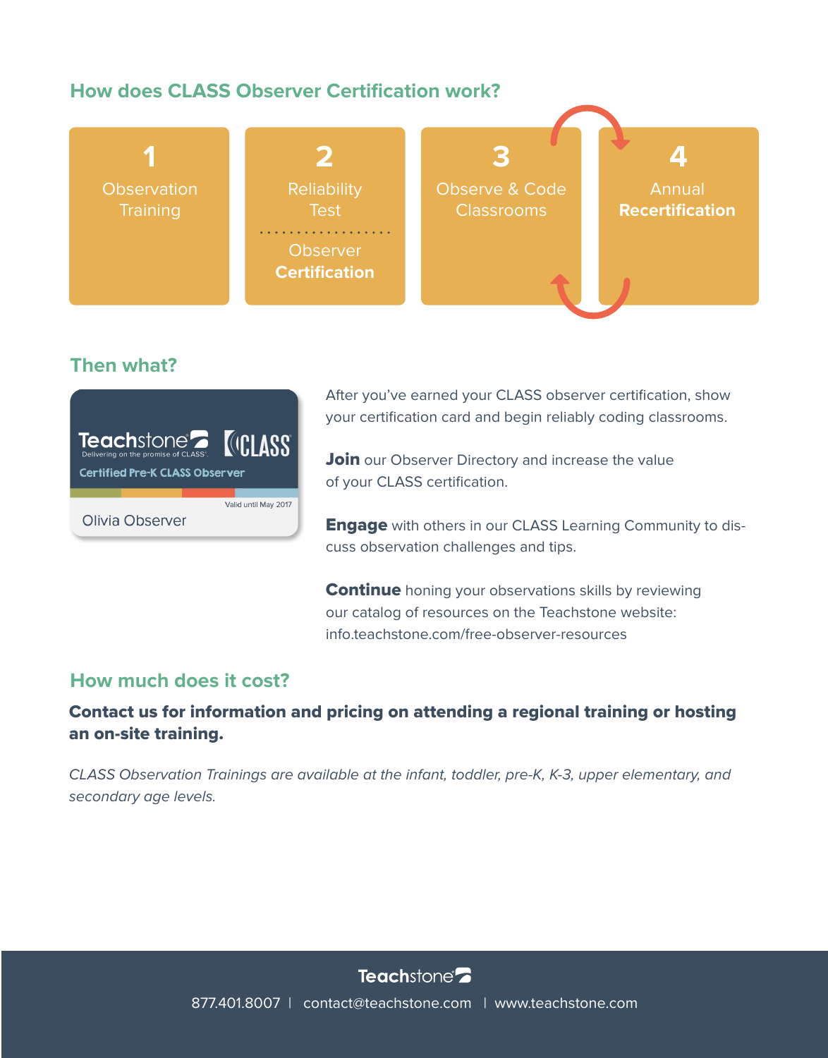## How does CLASS Observer Certification work?

**1** Observation Training

**2** Reliability Test

Observer **Certification**

**3** Observe & Code Classrooms

**4** Annual **Recertification**

## Then what?

Teachstone — Delivering on the promise of CLASS. CLASS

Certified Pre-K CLASS Observer

Valid until May 2017

Olivia Observer

After you've earned your CLASS observer certification, show your certification card and begin reliably coding classrooms.

**Join** our Observer Directory and increase the value of your CLASS certification.

**Engage** with others in our CLASS Learning Community to discuss observation challenges and tips.

**Continue** honing your observations skills by reviewing our catalog of resources on the Teachstone website: info.teachstone.com/free-observer-resources

## How much does it cost?

**Contact us for information and pricing on attending a regional training or hosting an on-site training.**

*CLASS Observation Trainings are available at the infant, toddler, pre-K, K-3, upper elementary, and secondary age levels.*

Teachstone

877.401.8007 | contact@teachstone.com | www.teachstone.com